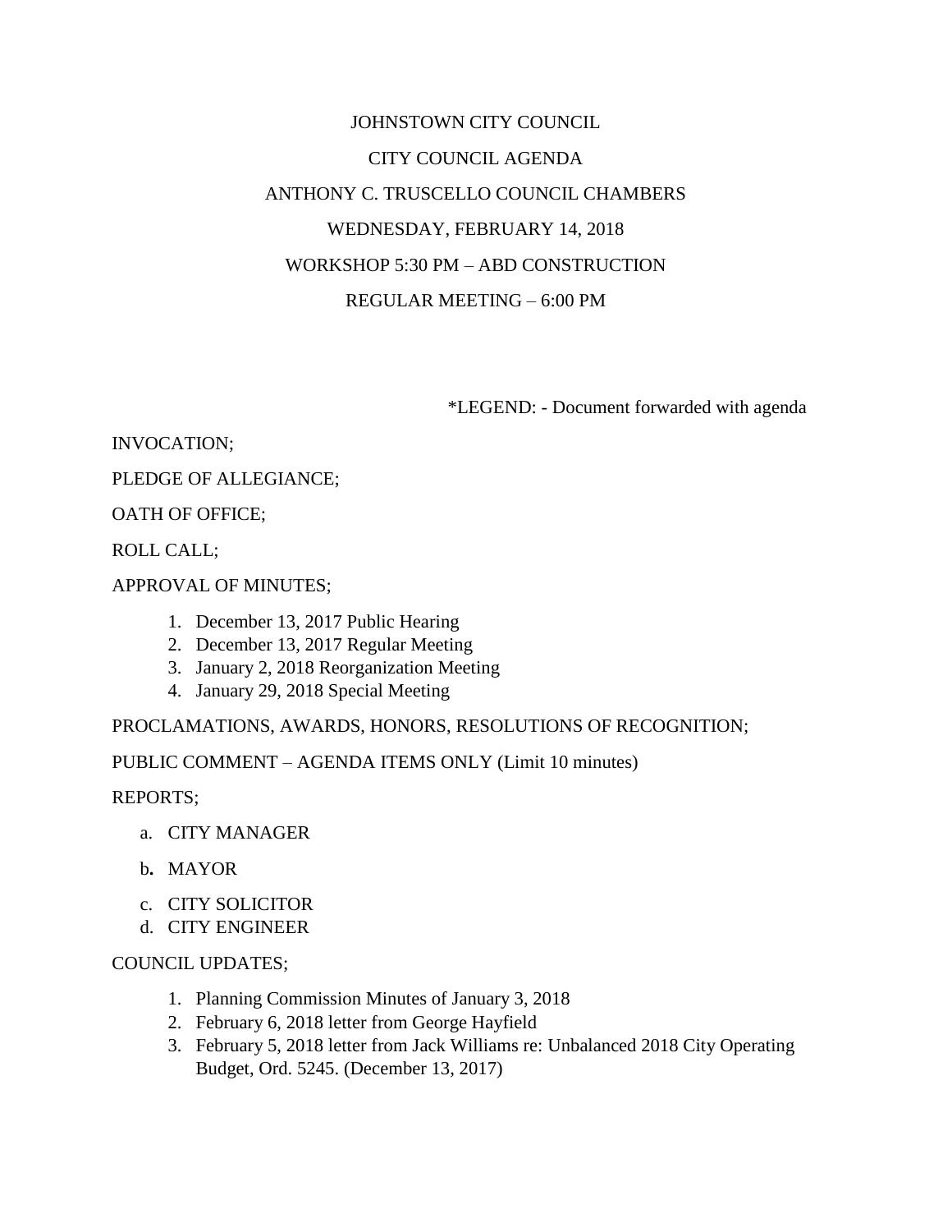# JOHNSTOWN CITY COUNCIL

## CITY COUNCIL AGENDA

## ANTHONY C. TRUSCELLO COUNCIL CHAMBERS

## WEDNESDAY, FEBRUARY 14, 2018

## WORKSHOP 5:30 PM – ABD CONSTRUCTION

## REGULAR MEETING – 6:00 PM

*LEGEND: - Document forwarded with agenda

INVOCATION;

PLEDGE OF ALLEGIANCE;

OATH OF OFFICE;

ROLL CALL;

APPROVAL OF MINUTES;

1. December 13, 2017 Public Hearing
2. December 13, 2017 Regular Meeting
3. January 2, 2018 Reorganization Meeting
4. January 29, 2018 Special Meeting

PROCLAMATIONS, AWARDS, HONORS, RESOLUTIONS OF RECOGNITION;

PUBLIC COMMENT – AGENDA ITEMS ONLY (Limit 10 minutes)

REPORTS;

a. CITY MANAGER
b. MAYOR
c. CITY SOLICITOR
d. CITY ENGINEER

COUNCIL UPDATES;

1. Planning Commission Minutes of January 3, 2018
2. February 6, 2018 letter from George Hayfield
3. February 5, 2018 letter from Jack Williams re: Unbalanced 2018 City Operating Budget, Ord. 5245. (December 13, 2017)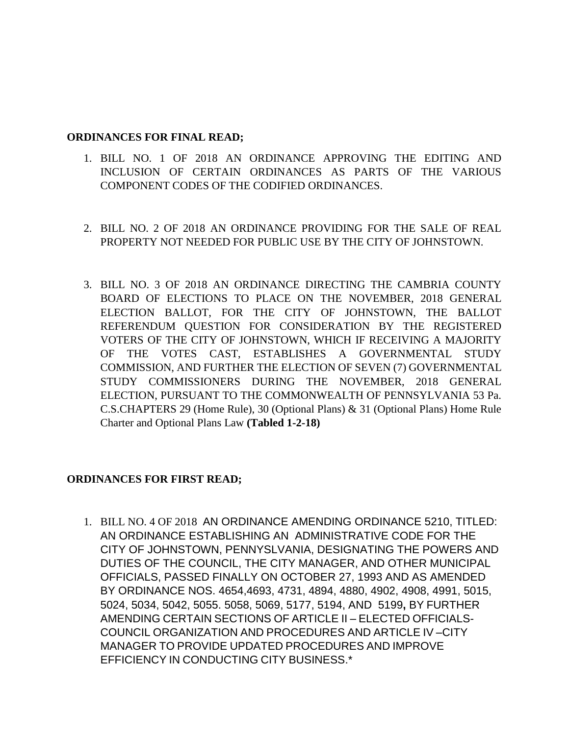**ORDINANCES FOR FINAL READ;**

1. BILL NO. 1 OF 2018 AN ORDINANCE APPROVING THE EDITING AND INCLUSION OF CERTAIN ORDINANCES AS PARTS OF THE VARIOUS COMPONENT CODES OF THE CODIFIED ORDINANCES.

2. BILL NO. 2 OF 2018 AN ORDINANCE PROVIDING FOR THE SALE OF REAL PROPERTY NOT NEEDED FOR PUBLIC USE BY THE CITY OF JOHNSTOWN.

3. BILL NO. 3 OF 2018 AN ORDINANCE DIRECTING THE CAMBRIA COUNTY BOARD OF ELECTIONS TO PLACE ON THE NOVEMBER, 2018 GENERAL ELECTION BALLOT, FOR THE CITY OF JOHNSTOWN, THE BALLOT REFERENDUM QUESTION FOR CONSIDERATION BY THE REGISTERED VOTERS OF THE CITY OF JOHNSTOWN, WHICH IF RECEIVING A MAJORITY OF THE VOTES CAST, ESTABLISHES A GOVERNMENTAL STUDY COMMISSION, AND FURTHER THE ELECTION OF SEVEN (7) GOVERNMENTAL STUDY COMMISSIONERS DURING THE NOVEMBER, 2018 GENERAL ELECTION, PURSUANT TO THE COMMONWEALTH OF PENNSYLVANIA 53 Pa. C.S.CHAPTERS 29 (Home Rule), 30 (Optional Plans) & 31 (Optional Plans) Home Rule Charter and Optional Plans Law **(Tabled 1-2-18)**

**ORDINANCES FOR FIRST READ;**

1. BILL NO. 4 OF 2018 AN ORDINANCE AMENDING ORDINANCE 5210, TITLED: AN ORDINANCE ESTABLISHING AN ADMINISTRATIVE CODE FOR THE CITY OF JOHNSTOWN, PENNYSLVANIA, DESIGNATING THE POWERS AND DUTIES OF THE COUNCIL, THE CITY MANAGER, AND OTHER MUNICIPAL OFFICIALS, PASSED FINALLY ON OCTOBER 27, 1993 AND AS AMENDED BY ORDINANCE NOS. 4654,4693, 4731, 4894, 4880, 4902, 4908, 4991, 5015, 5024, 5034, 5042, 5055. 5058, 5069, 5177, 5194, AND 5199**,** BY FURTHER AMENDING CERTAIN SECTIONS OF ARTICLE II – ELECTED OFFICIALS-COUNCIL ORGANIZATION AND PROCEDURES AND ARTICLE IV –CITY MANAGER TO PROVIDE UPDATED PROCEDURES AND IMPROVE EFFICIENCY IN CONDUCTING CITY BUSINESS.*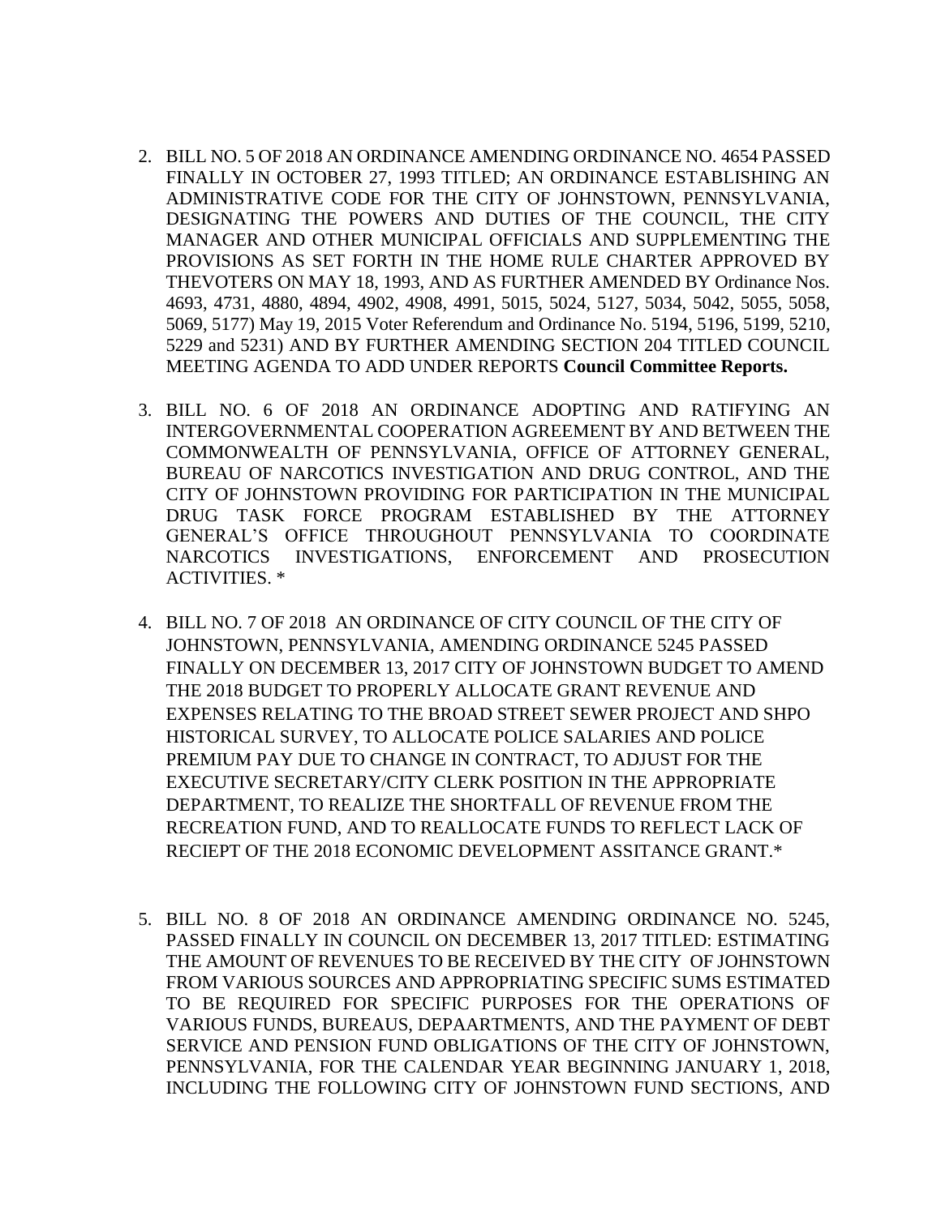2. BILL NO. 5 OF 2018 AN ORDINANCE AMENDING ORDINANCE NO. 4654 PASSED FINALLY IN OCTOBER 27, 1993 TITLED; AN ORDINANCE ESTABLISHING AN ADMINISTRATIVE CODE FOR THE CITY OF JOHNSTOWN, PENNSYLVANIA, DESIGNATING THE POWERS AND DUTIES OF THE COUNCIL, THE CITY MANAGER AND OTHER MUNICIPAL OFFICIALS AND SUPPLEMENTING THE PROVISIONS AS SET FORTH IN THE HOME RULE CHARTER APPROVED BY THEVOTERS ON MAY 18, 1993, AND AS FURTHER AMENDED BY Ordinance Nos. 4693, 4731, 4880, 4894, 4902, 4908, 4991, 5015, 5024, 5127, 5034, 5042, 5055, 5058, 5069, 5177) May 19, 2015 Voter Referendum and Ordinance No. 5194, 5196, 5199, 5210, 5229 and 5231) AND BY FURTHER AMENDING SECTION 204 TITLED COUNCIL MEETING AGENDA TO ADD UNDER REPORTS **Council Committee Reports.**

3. BILL NO. 6 OF 2018 AN ORDINANCE ADOPTING AND RATIFYING AN INTERGOVERNMENTAL COOPERATION AGREEMENT BY AND BETWEEN THE COMMONWEALTH OF PENNSYLVANIA, OFFICE OF ATTORNEY GENERAL, BUREAU OF NARCOTICS INVESTIGATION AND DRUG CONTROL, AND THE CITY OF JOHNSTOWN PROVIDING FOR PARTICIPATION IN THE MUNICIPAL DRUG TASK FORCE PROGRAM ESTABLISHED BY THE ATTORNEY GENERAL'S OFFICE THROUGHOUT PENNSYLVANIA TO COORDINATE NARCOTICS INVESTIGATIONS, ENFORCEMENT AND PROSECUTION ACTIVITIES. *

4. BILL NO. 7 OF 2018 AN ORDINANCE OF CITY COUNCIL OF THE CITY OF JOHNSTOWN, PENNSYLVANIA, AMENDING ORDINANCE 5245 PASSED FINALLY ON DECEMBER 13, 2017 CITY OF JOHNSTOWN BUDGET TO AMEND THE 2018 BUDGET TO PROPERLY ALLOCATE GRANT REVENUE AND EXPENSES RELATING TO THE BROAD STREET SEWER PROJECT AND SHPO HISTORICAL SURVEY, TO ALLOCATE POLICE SALARIES AND POLICE PREMIUM PAY DUE TO CHANGE IN CONTRACT, TO ADJUST FOR THE EXECUTIVE SECRETARY/CITY CLERK POSITION IN THE APPROPRIATE DEPARTMENT, TO REALIZE THE SHORTFALL OF REVENUE FROM THE RECREATION FUND, AND TO REALLOCATE FUNDS TO REFLECT LACK OF RECIEPT OF THE 2018 ECONOMIC DEVELOPMENT ASSITANCE GRANT.*

5. BILL NO. 8 OF 2018 AN ORDINANCE AMENDING ORDINANCE NO. 5245, PASSED FINALLY IN COUNCIL ON DECEMBER 13, 2017 TITLED: ESTIMATING THE AMOUNT OF REVENUES TO BE RECEIVED BY THE CITY OF JOHNSTOWN FROM VARIOUS SOURCES AND APPROPRIATING SPECIFIC SUMS ESTIMATED TO BE REQUIRED FOR SPECIFIC PURPOSES FOR THE OPERATIONS OF VARIOUS FUNDS, BUREAUS, DEPAARTMENTS, AND THE PAYMENT OF DEBT SERVICE AND PENSION FUND OBLIGATIONS OF THE CITY OF JOHNSTOWN, PENNSYLVANIA, FOR THE CALENDAR YEAR BEGINNING JANUARY 1, 2018, INCLUDING THE FOLLOWING CITY OF JOHNSTOWN FUND SECTIONS, AND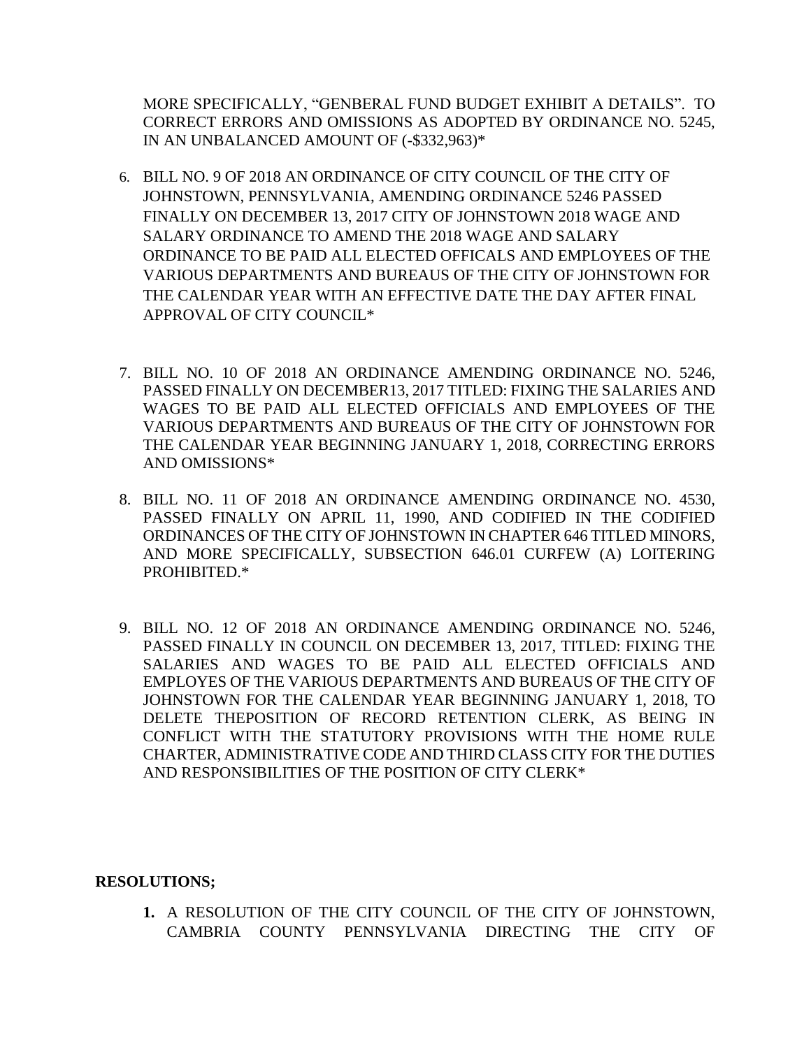MORE SPECIFICALLY, "GENBERAL FUND BUDGET EXHIBIT A DETAILS". TO CORRECT ERRORS AND OMISSIONS AS ADOPTED BY ORDINANCE NO. 5245, IN AN UNBALANCED AMOUNT OF (-$332,963)*

6. BILL NO. 9 OF 2018 AN ORDINANCE OF CITY COUNCIL OF THE CITY OF JOHNSTOWN, PENNSYLVANIA, AMENDING ORDINANCE 5246 PASSED FINALLY ON DECEMBER 13, 2017 CITY OF JOHNSTOWN 2018 WAGE AND SALARY ORDINANCE TO AMEND THE 2018 WAGE AND SALARY ORDINANCE TO BE PAID ALL ELECTED OFFICALS AND EMPLOYEES OF THE VARIOUS DEPARTMENTS AND BUREAUS OF THE CITY OF JOHNSTOWN FOR THE CALENDAR YEAR WITH AN EFFECTIVE DATE THE DAY AFTER FINAL APPROVAL OF CITY COUNCIL*

7. BILL NO. 10 OF 2018 AN ORDINANCE AMENDING ORDINANCE NO. 5246, PASSED FINALLY ON DECEMBER13, 2017 TITLED: FIXING THE SALARIES AND WAGES TO BE PAID ALL ELECTED OFFICIALS AND EMPLOYEES OF THE VARIOUS DEPARTMENTS AND BUREAUS OF THE CITY OF JOHNSTOWN FOR THE CALENDAR YEAR BEGINNING JANUARY 1, 2018, CORRECTING ERRORS AND OMISSIONS*

8. BILL NO. 11 OF 2018 AN ORDINANCE AMENDING ORDINANCE NO. 4530, PASSED FINALLY ON APRIL 11, 1990, AND CODIFIED IN THE CODIFIED ORDINANCES OF THE CITY OF JOHNSTOWN IN CHAPTER 646 TITLED MINORS, AND MORE SPECIFICALLY, SUBSECTION 646.01 CURFEW (A) LOITERING PROHIBITED.*

9. BILL NO. 12 OF 2018 AN ORDINANCE AMENDING ORDINANCE NO. 5246, PASSED FINALLY IN COUNCIL ON DECEMBER 13, 2017, TITLED: FIXING THE SALARIES AND WAGES TO BE PAID ALL ELECTED OFFICIALS AND EMPLOYES OF THE VARIOUS DEPARTMENTS AND BUREAUS OF THE CITY OF JOHNSTOWN FOR THE CALENDAR YEAR BEGINNING JANUARY 1, 2018, TO DELETE THEPOSITION OF RECORD RETENTION CLERK, AS BEING IN CONFLICT WITH THE STATUTORY PROVISIONS WITH THE HOME RULE CHARTER, ADMINISTRATIVE CODE AND THIRD CLASS CITY FOR THE DUTIES AND RESPONSIBILITIES OF THE POSITION OF CITY CLERK*

**RESOLUTIONS;**

1. A RESOLUTION OF THE CITY COUNCIL OF THE CITY OF JOHNSTOWN, CAMBRIA COUNTY PENNSYLVANIA DIRECTING THE CITY OF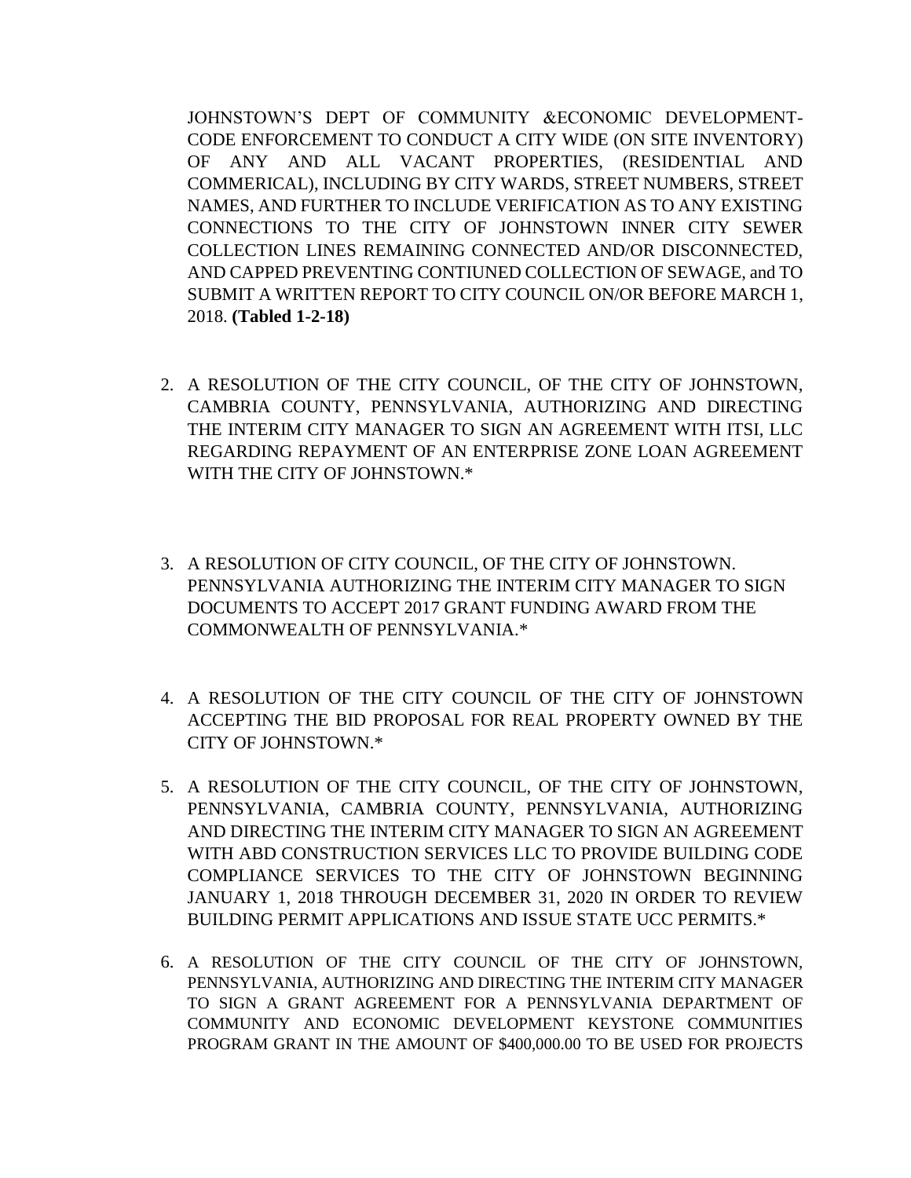JOHNSTOWN'S DEPT OF COMMUNITY &ECONOMIC DEVELOPMENT-CODE ENFORCEMENT TO CONDUCT A CITY WIDE (ON SITE INVENTORY) OF ANY AND ALL VACANT PROPERTIES, (RESIDENTIAL AND COMMERICAL), INCLUDING BY CITY WARDS, STREET NUMBERS, STREET NAMES, AND FURTHER TO INCLUDE VERIFICATION AS TO ANY EXISTING CONNECTIONS TO THE CITY OF JOHNSTOWN INNER CITY SEWER COLLECTION LINES REMAINING CONNECTED AND/OR DISCONNECTED, AND CAPPED PREVENTING CONTIUNED COLLECTION OF SEWAGE, and TO SUBMIT A WRITTEN REPORT TO CITY COUNCIL ON/OR BEFORE MARCH 1, 2018. **(Tabled 1-2-18)**

2. A RESOLUTION OF THE CITY COUNCIL, OF THE CITY OF JOHNSTOWN, CAMBRIA COUNTY, PENNSYLVANIA, AUTHORIZING AND DIRECTING THE INTERIM CITY MANAGER TO SIGN AN AGREEMENT WITH ITSI, LLC REGARDING REPAYMENT OF AN ENTERPRISE ZONE LOAN AGREEMENT WITH THE CITY OF JOHNSTOWN.*

3. A RESOLUTION OF CITY COUNCIL, OF THE CITY OF JOHNSTOWN. PENNSYLVANIA AUTHORIZING THE INTERIM CITY MANAGER TO SIGN DOCUMENTS TO ACCEPT 2017 GRANT FUNDING AWARD FROM THE COMMONWEALTH OF PENNSYLVANIA.*

4. A RESOLUTION OF THE CITY COUNCIL OF THE CITY OF JOHNSTOWN ACCEPTING THE BID PROPOSAL FOR REAL PROPERTY OWNED BY THE CITY OF JOHNSTOWN.*

5. A RESOLUTION OF THE CITY COUNCIL, OF THE CITY OF JOHNSTOWN, PENNSYLVANIA, CAMBRIA COUNTY, PENNSYLVANIA, AUTHORIZING AND DIRECTING THE INTERIM CITY MANAGER TO SIGN AN AGREEMENT WITH ABD CONSTRUCTION SERVICES LLC TO PROVIDE BUILDING CODE COMPLIANCE SERVICES TO THE CITY OF JOHNSTOWN BEGINNING JANUARY 1, 2018 THROUGH DECEMBER 31, 2020 IN ORDER TO REVIEW BUILDING PERMIT APPLICATIONS AND ISSUE STATE UCC PERMITS.*

6. A RESOLUTION OF THE CITY COUNCIL OF THE CITY OF JOHNSTOWN, PENNSYLVANIA, AUTHORIZING AND DIRECTING THE INTERIM CITY MANAGER TO SIGN A GRANT AGREEMENT FOR A PENNSYLVANIA DEPARTMENT OF COMMUNITY AND ECONOMIC DEVELOPMENT KEYSTONE COMMUNITIES PROGRAM GRANT IN THE AMOUNT OF $400,000.00 TO BE USED FOR PROJECTS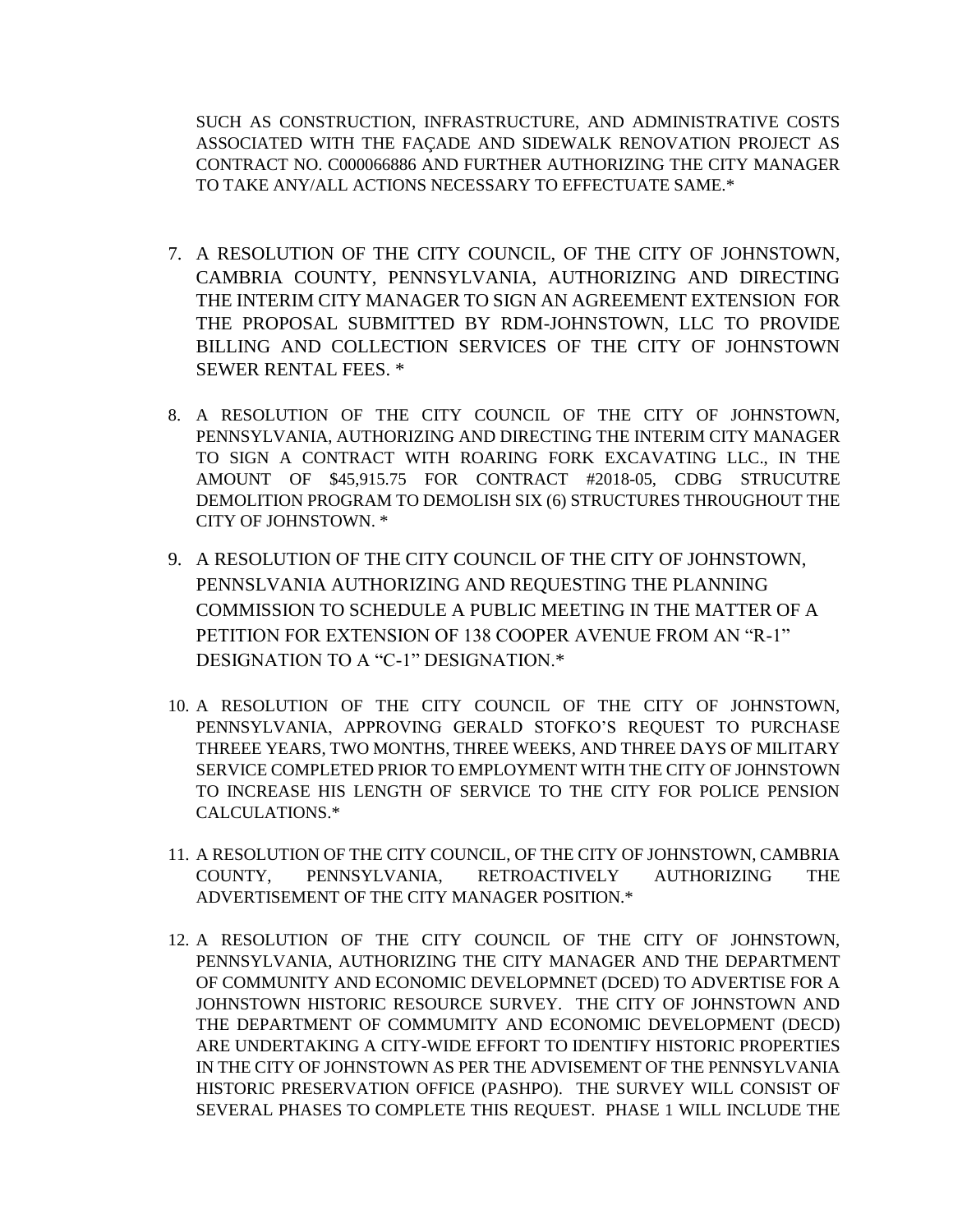SUCH AS CONSTRUCTION, INFRASTRUCTURE, AND ADMINISTRATIVE COSTS ASSOCIATED WITH THE FAÇADE AND SIDEWALK RENOVATION PROJECT AS CONTRACT NO. C000066886 AND FURTHER AUTHORIZING THE CITY MANAGER TO TAKE ANY/ALL ACTIONS NECESSARY TO EFFECTUATE SAME.*

7. A RESOLUTION OF THE CITY COUNCIL, OF THE CITY OF JOHNSTOWN, CAMBRIA COUNTY, PENNSYLVANIA, AUTHORIZING AND DIRECTING THE INTERIM CITY MANAGER TO SIGN AN AGREEMENT EXTENSION FOR THE PROPOSAL SUBMITTED BY RDM-JOHNSTOWN, LLC TO PROVIDE BILLING AND COLLECTION SERVICES OF THE CITY OF JOHNSTOWN SEWER RENTAL FEES. *

8. A RESOLUTION OF THE CITY COUNCIL OF THE CITY OF JOHNSTOWN, PENNSYLVANIA, AUTHORIZING AND DIRECTING THE INTERIM CITY MANAGER TO SIGN A CONTRACT WITH ROARING FORK EXCAVATING LLC., IN THE AMOUNT OF $45,915.75 FOR CONTRACT #2018-05, CDBG STRUCUTRE DEMOLITION PROGRAM TO DEMOLISH SIX (6) STRUCTURES THROUGHOUT THE CITY OF JOHNSTOWN. *

9. A RESOLUTION OF THE CITY COUNCIL OF THE CITY OF JOHNSTOWN, PENNSLVANIA AUTHORIZING AND REQUESTING THE PLANNING COMMISSION TO SCHEDULE A PUBLIC MEETING IN THE MATTER OF A PETITION FOR EXTENSION OF 138 COOPER AVENUE FROM AN "R-1" DESIGNATION TO A "C-1" DESIGNATION.*

10. A RESOLUTION OF THE CITY COUNCIL OF THE CITY OF JOHNSTOWN, PENNSYLVANIA, APPROVING GERALD STOFKO'S REQUEST TO PURCHASE THREEE YEARS, TWO MONTHS, THREE WEEKS, AND THREE DAYS OF MILITARY SERVICE COMPLETED PRIOR TO EMPLOYMENT WITH THE CITY OF JOHNSTOWN TO INCREASE HIS LENGTH OF SERVICE TO THE CITY FOR POLICE PENSION CALCULATIONS.*

11. A RESOLUTION OF THE CITY COUNCIL, OF THE CITY OF JOHNSTOWN, CAMBRIA COUNTY, PENNSYLVANIA, RETROACTIVELY AUTHORIZING THE ADVERTISEMENT OF THE CITY MANAGER POSITION.*

12. A RESOLUTION OF THE CITY COUNCIL OF THE CITY OF JOHNSTOWN, PENNSYLVANIA, AUTHORIZING THE CITY MANAGER AND THE DEPARTMENT OF COMMUNITY AND ECONOMIC DEVELOPMNET (DCED) TO ADVERTISE FOR A JOHNSTOWN HISTORIC RESOURCE SURVEY. THE CITY OF JOHNSTOWN AND THE DEPARTMENT OF COMMUMITY AND ECONOMIC DEVELOPMENT (DECD) ARE UNDERTAKING A CITY-WIDE EFFORT TO IDENTIFY HISTORIC PROPERTIES IN THE CITY OF JOHNSTOWN AS PER THE ADVISEMENT OF THE PENNSYLVANIA HISTORIC PRESERVATION OFFICE (PASHPO). THE SURVEY WILL CONSIST OF SEVERAL PHASES TO COMPLETE THIS REQUEST. PHASE 1 WILL INCLUDE THE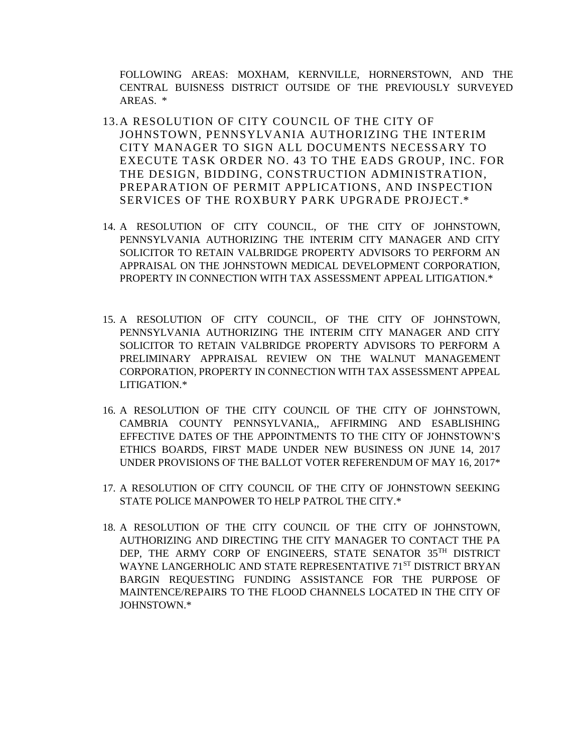FOLLOWING AREAS: MOXHAM, KERNVILLE, HORNERSTOWN, AND THE CENTRAL BUISNESS DISTRICT OUTSIDE OF THE PREVIOUSLY SURVEYED AREAS. *

13. A RESOLUTION OF CITY COUNCIL OF THE CITY OF JOHNSTOWN, PENNSYLVANIA AUTHORIZING THE INTERIM CITY MANAGER TO SIGN ALL DOCUMENTS NECESSARY TO EXECUTE TASK ORDER NO. 43 TO THE EADS GROUP, INC. FOR THE DESIGN, BIDDING, CONSTRUCTION ADMINISTRATION, PREPARATION OF PERMIT APPLICATIONS, AND INSPECTION SERVICES OF THE ROXBURY PARK UPGRADE PROJECT.*

14. A RESOLUTION OF CITY COUNCIL, OF THE CITY OF JOHNSTOWN, PENNSYLVANIA AUTHORIZING THE INTERIM CITY MANAGER AND CITY SOLICITOR TO RETAIN VALBRIDGE PROPERTY ADVISORS TO PERFORM AN APPRAISAL ON THE JOHNSTOWN MEDICAL DEVELOPMENT CORPORATION, PROPERTY IN CONNECTION WITH TAX ASSESSMENT APPEAL LITIGATION.*

15. A RESOLUTION OF CITY COUNCIL, OF THE CITY OF JOHNSTOWN, PENNSYLVANIA AUTHORIZING THE INTERIM CITY MANAGER AND CITY SOLICITOR TO RETAIN VALBRIDGE PROPERTY ADVISORS TO PERFORM A PRELIMINARY APPRAISAL REVIEW ON THE WALNUT MANAGEMENT CORPORATION, PROPERTY IN CONNECTION WITH TAX ASSESSMENT APPEAL LITIGATION.*

16. A RESOLUTION OF THE CITY COUNCIL OF THE CITY OF JOHNSTOWN, CAMBRIA COUNTY PENNSYLVANIA,, AFFIRMING AND ESABLISHING EFFECTIVE DATES OF THE APPOINTMENTS TO THE CITY OF JOHNSTOWN'S ETHICS BOARDS, FIRST MADE UNDER NEW BUSINESS ON JUNE 14, 2017 UNDER PROVISIONS OF THE BALLOT VOTER REFERENDUM OF MAY 16, 2017*

17. A RESOLUTION OF CITY COUNCIL OF THE CITY OF JOHNSTOWN SEEKING STATE POLICE MANPOWER TO HELP PATROL THE CITY.*

18. A RESOLUTION OF THE CITY COUNCIL OF THE CITY OF JOHNSTOWN, AUTHORIZING AND DIRECTING THE CITY MANAGER TO CONTACT THE PA DEP, THE ARMY CORP OF ENGINEERS, STATE SENATOR 35TH DISTRICT WAYNE LANGERHOLIC AND STATE REPRESENTATIVE 71ST DISTRICT BRYAN BARGIN REQUESTING FUNDING ASSISTANCE FOR THE PURPOSE OF MAINTENCE/REPAIRS TO THE FLOOD CHANNELS LOCATED IN THE CITY OF JOHNSTOWN.*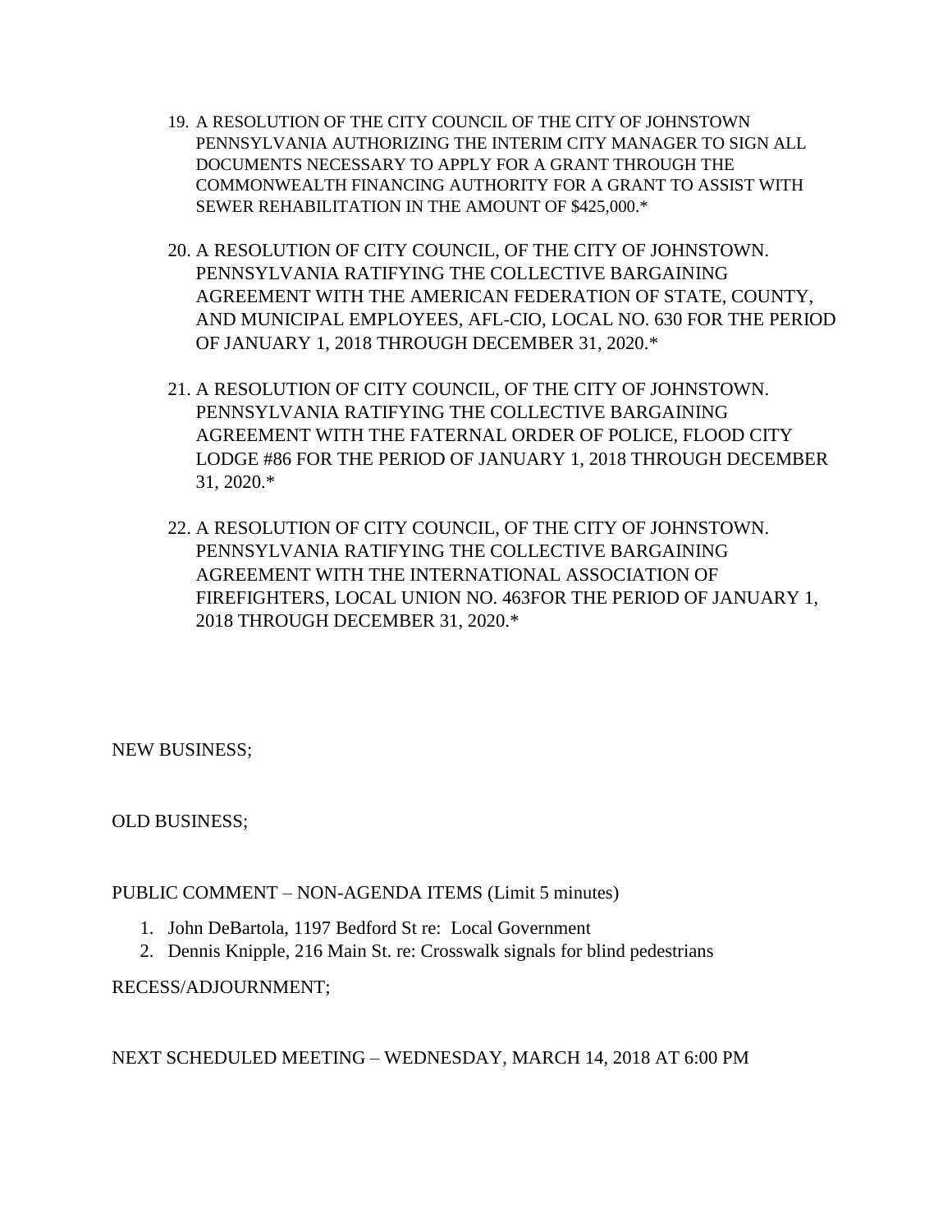19. A RESOLUTION OF THE CITY COUNCIL OF THE CITY OF JOHNSTOWN PENNSYLVANIA AUTHORIZING THE INTERIM CITY MANAGER TO SIGN ALL DOCUMENTS NECESSARY TO APPLY FOR A GRANT THROUGH THE COMMONWEALTH FINANCING AUTHORITY FOR A GRANT TO ASSIST WITH SEWER REHABILITATION IN THE AMOUNT OF $425,000.*

20. A RESOLUTION OF CITY COUNCIL, OF THE CITY OF JOHNSTOWN. PENNSYLVANIA RATIFYING THE COLLECTIVE BARGAINING AGREEMENT WITH THE AMERICAN FEDERATION OF STATE, COUNTY, AND MUNICIPAL EMPLOYEES, AFL-CIO, LOCAL NO. 630 FOR THE PERIOD OF JANUARY 1, 2018 THROUGH DECEMBER 31, 2020.*

21. A RESOLUTION OF CITY COUNCIL, OF THE CITY OF JOHNSTOWN. PENNSYLVANIA RATIFYING THE COLLECTIVE BARGAINING AGREEMENT WITH THE FATERNAL ORDER OF POLICE, FLOOD CITY LODGE #86 FOR THE PERIOD OF JANUARY 1, 2018 THROUGH DECEMBER 31, 2020.*

22. A RESOLUTION OF CITY COUNCIL, OF THE CITY OF JOHNSTOWN. PENNSYLVANIA RATIFYING THE COLLECTIVE BARGAINING AGREEMENT WITH THE INTERNATIONAL ASSOCIATION OF FIREFIGHTERS, LOCAL UNION NO. 463FOR THE PERIOD OF JANUARY 1, 2018 THROUGH DECEMBER 31, 2020.*

NEW BUSINESS;

OLD BUSINESS;

PUBLIC COMMENT – NON-AGENDA ITEMS (Limit 5 minutes)

1. John DeBartola, 1197 Bedford St re: Local Government
2. Dennis Knipple, 216 Main St. re: Crosswalk signals for blind pedestrians

RECESS/ADJOURNMENT;

NEXT SCHEDULED MEETING – WEDNESDAY, MARCH 14, 2018 AT 6:00 PM